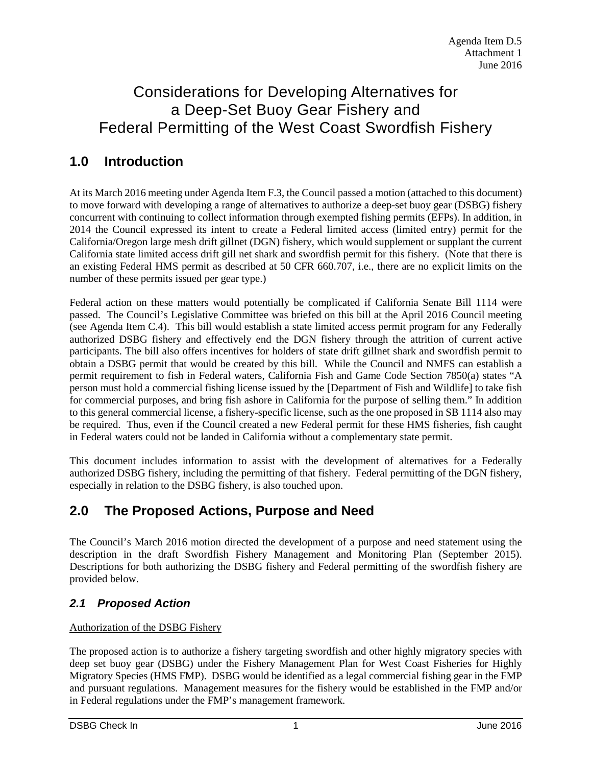Agenda Item D.5
Attachment 1
June 2016

# Considerations for Developing Alternatives for a Deep-Set Buoy Gear Fishery and Federal Permitting of the West Coast Swordfish Fishery

## 1.0 Introduction

At its March 2016 meeting under Agenda Item F.3, the Council passed a motion (attached to this document) to move forward with developing a range of alternatives to authorize a deep-set buoy gear (DSBG) fishery concurrent with continuing to collect information through exempted fishing permits (EFPs). In addition, in 2014 the Council expressed its intent to create a Federal limited access (limited entry) permit for the California/Oregon large mesh drift gillnet (DGN) fishery, which would supplement or supplant the current California state limited access drift gill net shark and swordfish permit for this fishery. (Note that there is an existing Federal HMS permit as described at 50 CFR 660.707, i.e., there are no explicit limits on the number of these permits issued per gear type.)

Federal action on these matters would potentially be complicated if California Senate Bill 1114 were passed. The Council's Legislative Committee was briefed on this bill at the April 2016 Council meeting (see Agenda Item C.4). This bill would establish a state limited access permit program for any Federally authorized DSBG fishery and effectively end the DGN fishery through the attrition of current active participants. The bill also offers incentives for holders of state drift gillnet shark and swordfish permit to obtain a DSBG permit that would be created by this bill. While the Council and NMFS can establish a permit requirement to fish in Federal waters, California Fish and Game Code Section 7850(a) states "A person must hold a commercial fishing license issued by the [Department of Fish and Wildlife] to take fish for commercial purposes, and bring fish ashore in California for the purpose of selling them." In addition to this general commercial license, a fishery-specific license, such as the one proposed in SB 1114 also may be required. Thus, even if the Council created a new Federal permit for these HMS fisheries, fish caught in Federal waters could not be landed in California without a complementary state permit.

This document includes information to assist with the development of alternatives for a Federally authorized DSBG fishery, including the permitting of that fishery. Federal permitting of the DGN fishery, especially in relation to the DSBG fishery, is also touched upon.

## 2.0 The Proposed Actions, Purpose and Need

The Council's March 2016 motion directed the development of a purpose and need statement using the description in the draft Swordfish Fishery Management and Monitoring Plan (September 2015). Descriptions for both authorizing the DSBG fishery and Federal permitting of the swordfish fishery are provided below.

### *2.1 Proposed Action*

<u>Authorization of the DSBG Fishery</u>

The proposed action is to authorize a fishery targeting swordfish and other highly migratory species with deep set buoy gear (DSBG) under the Fishery Management Plan for West Coast Fisheries for Highly Migratory Species (HMS FMP). DSBG would be identified as a legal commercial fishing gear in the FMP and pursuant regulations. Management measures for the fishery would be established in the FMP and/or in Federal regulations under the FMP's management framework.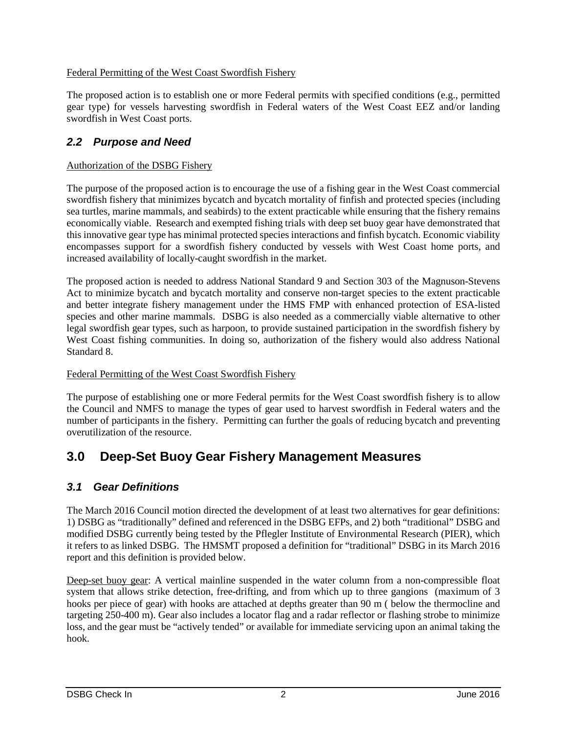Federal Permitting of the West Coast Swordfish Fishery

The proposed action is to establish one or more Federal permits with specified conditions (e.g., permitted gear type) for vessels harvesting swordfish in Federal waters of the West Coast EEZ and/or landing swordfish in West Coast ports.

## *2.2 Purpose and Need*

Authorization of the DSBG Fishery

The purpose of the proposed action is to encourage the use of a fishing gear in the West Coast commercial swordfish fishery that minimizes bycatch and bycatch mortality of finfish and protected species (including sea turtles, marine mammals, and seabirds) to the extent practicable while ensuring that the fishery remains economically viable. Research and exempted fishing trials with deep set buoy gear have demonstrated that this innovative gear type has minimal protected species interactions and finfish bycatch. Economic viability encompasses support for a swordfish fishery conducted by vessels with West Coast home ports, and increased availability of locally-caught swordfish in the market.

The proposed action is needed to address National Standard 9 and Section 303 of the Magnuson-Stevens Act to minimize bycatch and bycatch mortality and conserve non-target species to the extent practicable and better integrate fishery management under the HMS FMP with enhanced protection of ESA-listed species and other marine mammals. DSBG is also needed as a commercially viable alternative to other legal swordfish gear types, such as harpoon, to provide sustained participation in the swordfish fishery by West Coast fishing communities. In doing so, authorization of the fishery would also address National Standard 8.

Federal Permitting of the West Coast Swordfish Fishery

The purpose of establishing one or more Federal permits for the West Coast swordfish fishery is to allow the Council and NMFS to manage the types of gear used to harvest swordfish in Federal waters and the number of participants in the fishery. Permitting can further the goals of reducing bycatch and preventing overutilization of the resource.

# 3.0 Deep-Set Buoy Gear Fishery Management Measures

## *3.1 Gear Definitions*

The March 2016 Council motion directed the development of at least two alternatives for gear definitions: 1) DSBG as "traditionally" defined and referenced in the DSBG EFPs, and 2) both "traditional" DSBG and modified DSBG currently being tested by the Pflegler Institute of Environmental Research (PIER), which it refers to as linked DSBG. The HMSMT proposed a definition for "traditional" DSBG in its March 2016 report and this definition is provided below.

Deep-set buoy gear: A vertical mainline suspended in the water column from a non-compressible float system that allows strike detection, free-drifting, and from which up to three gangions (maximum of 3 hooks per piece of gear) with hooks are attached at depths greater than 90 m ( below the thermocline and targeting 250-400 m). Gear also includes a locator flag and a radar reflector or flashing strobe to minimize loss, and the gear must be "actively tended" or available for immediate servicing upon an animal taking the hook.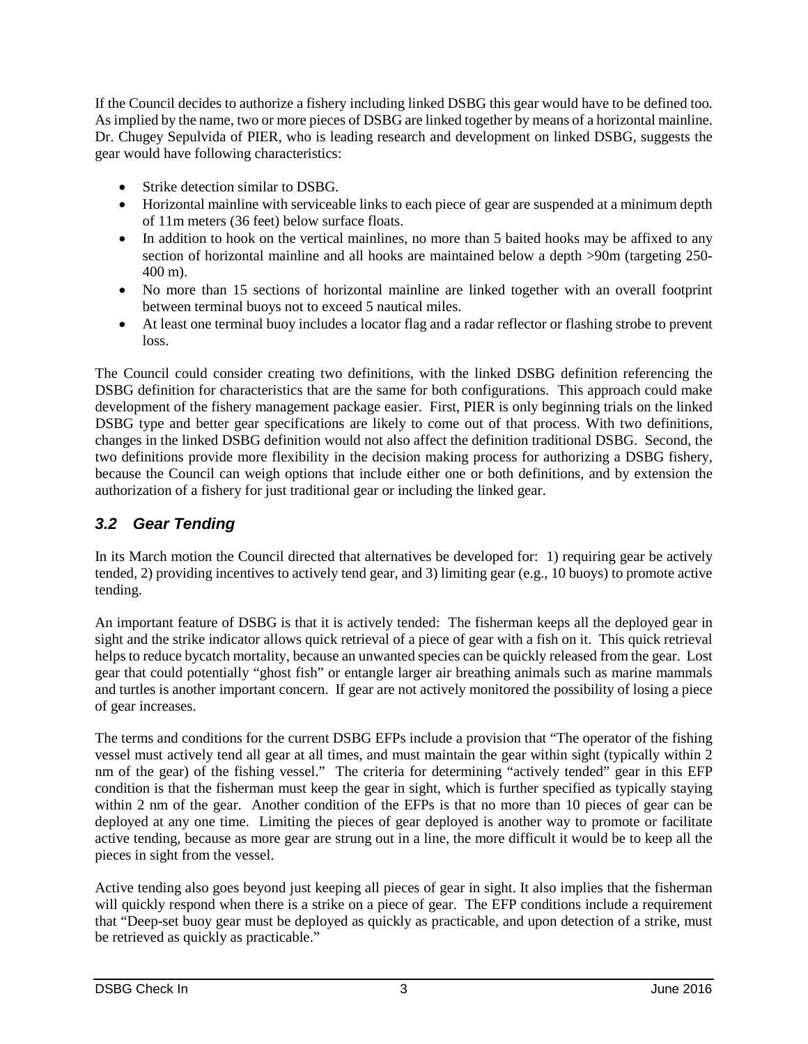If the Council decides to authorize a fishery including linked DSBG this gear would have to be defined too. As implied by the name, two or more pieces of DSBG are linked together by means of a horizontal mainline. Dr. Chugey Sepulvida of PIER, who is leading research and development on linked DSBG, suggests the gear would have following characteristics:

- Strike detection similar to DSBG.
- Horizontal mainline with serviceable links to each piece of gear are suspended at a minimum depth of 11m meters (36 feet) below surface floats.
- In addition to hook on the vertical mainlines, no more than 5 baited hooks may be affixed to any section of horizontal mainline and all hooks are maintained below a depth >90m (targeting 250-400 m).
- No more than 15 sections of horizontal mainline are linked together with an overall footprint between terminal buoys not to exceed 5 nautical miles.
- At least one terminal buoy includes a locator flag and a radar reflector or flashing strobe to prevent loss.

The Council could consider creating two definitions, with the linked DSBG definition referencing the DSBG definition for characteristics that are the same for both configurations. This approach could make development of the fishery management package easier. First, PIER is only beginning trials on the linked DSBG type and better gear specifications are likely to come out of that process. With two definitions, changes in the linked DSBG definition would not also affect the definition traditional DSBG. Second, the two definitions provide more flexibility in the decision making process for authorizing a DSBG fishery, because the Council can weigh options that include either one or both definitions, and by extension the authorization of a fishery for just traditional gear or including the linked gear.

## *3.2 Gear Tending*

In its March motion the Council directed that alternatives be developed for: 1) requiring gear be actively tended, 2) providing incentives to actively tend gear, and 3) limiting gear (e.g., 10 buoys) to promote active tending.

An important feature of DSBG is that it is actively tended: The fisherman keeps all the deployed gear in sight and the strike indicator allows quick retrieval of a piece of gear with a fish on it. This quick retrieval helps to reduce bycatch mortality, because an unwanted species can be quickly released from the gear. Lost gear that could potentially "ghost fish" or entangle larger air breathing animals such as marine mammals and turtles is another important concern. If gear are not actively monitored the possibility of losing a piece of gear increases.

The terms and conditions for the current DSBG EFPs include a provision that "The operator of the fishing vessel must actively tend all gear at all times, and must maintain the gear within sight (typically within 2 nm of the gear) of the fishing vessel." The criteria for determining "actively tended" gear in this EFP condition is that the fisherman must keep the gear in sight, which is further specified as typically staying within 2 nm of the gear. Another condition of the EFPs is that no more than 10 pieces of gear can be deployed at any one time. Limiting the pieces of gear deployed is another way to promote or facilitate active tending, because as more gear are strung out in a line, the more difficult it would be to keep all the pieces in sight from the vessel.

Active tending also goes beyond just keeping all pieces of gear in sight. It also implies that the fisherman will quickly respond when there is a strike on a piece of gear. The EFP conditions include a requirement that "Deep-set buoy gear must be deployed as quickly as practicable, and upon detection of a strike, must be retrieved as quickly as practicable."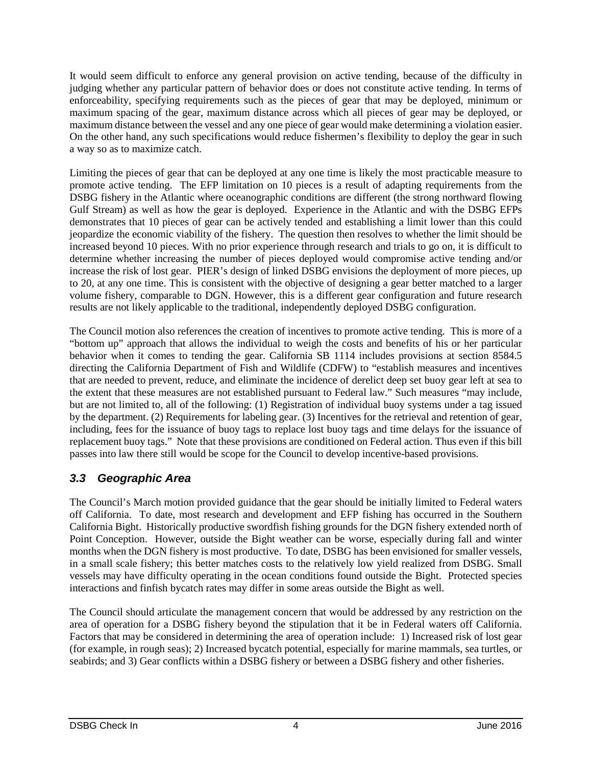It would seem difficult to enforce any general provision on active tending, because of the difficulty in judging whether any particular pattern of behavior does or does not constitute active tending. In terms of enforceability, specifying requirements such as the pieces of gear that may be deployed, minimum or maximum spacing of the gear, maximum distance across which all pieces of gear may be deployed, or maximum distance between the vessel and any one piece of gear would make determining a violation easier. On the other hand, any such specifications would reduce fishermen's flexibility to deploy the gear in such a way so as to maximize catch.

Limiting the pieces of gear that can be deployed at any one time is likely the most practicable measure to promote active tending. The EFP limitation on 10 pieces is a result of adapting requirements from the DSBG fishery in the Atlantic where oceanographic conditions are different (the strong northward flowing Gulf Stream) as well as how the gear is deployed. Experience in the Atlantic and with the DSBG EFPs demonstrates that 10 pieces of gear can be actively tended and establishing a limit lower than this could jeopardize the economic viability of the fishery. The question then resolves to whether the limit should be increased beyond 10 pieces. With no prior experience through research and trials to go on, it is difficult to determine whether increasing the number of pieces deployed would compromise active tending and/or increase the risk of lost gear. PIER's design of linked DSBG envisions the deployment of more pieces, up to 20, at any one time. This is consistent with the objective of designing a gear better matched to a larger volume fishery, comparable to DGN. However, this is a different gear configuration and future research results are not likely applicable to the traditional, independently deployed DSBG configuration.

The Council motion also references the creation of incentives to promote active tending. This is more of a "bottom up" approach that allows the individual to weigh the costs and benefits of his or her particular behavior when it comes to tending the gear. California SB 1114 includes provisions at section 8584.5 directing the California Department of Fish and Wildlife (CDFW) to "establish measures and incentives that are needed to prevent, reduce, and eliminate the incidence of derelict deep set buoy gear left at sea to the extent that these measures are not established pursuant to Federal law." Such measures "may include, but are not limited to, all of the following: (1) Registration of individual buoy systems under a tag issued by the department. (2) Requirements for labeling gear. (3) Incentives for the retrieval and retention of gear, including, fees for the issuance of buoy tags to replace lost buoy tags and time delays for the issuance of replacement buoy tags." Note that these provisions are conditioned on Federal action. Thus even if this bill passes into law there still would be scope for the Council to develop incentive-based provisions.

## *3.3 Geographic Area*

The Council's March motion provided guidance that the gear should be initially limited to Federal waters off California. To date, most research and development and EFP fishing has occurred in the Southern California Bight. Historically productive swordfish fishing grounds for the DGN fishery extended north of Point Conception. However, outside the Bight weather can be worse, especially during fall and winter months when the DGN fishery is most productive. To date, DSBG has been envisioned for smaller vessels, in a small scale fishery; this better matches costs to the relatively low yield realized from DSBG. Small vessels may have difficulty operating in the ocean conditions found outside the Bight. Protected species interactions and finfish bycatch rates may differ in some areas outside the Bight as well.

The Council should articulate the management concern that would be addressed by any restriction on the area of operation for a DSBG fishery beyond the stipulation that it be in Federal waters off California. Factors that may be considered in determining the area of operation include: 1) Increased risk of lost gear (for example, in rough seas); 2) Increased bycatch potential, especially for marine mammals, sea turtles, or seabirds; and 3) Gear conflicts within a DSBG fishery or between a DSBG fishery and other fisheries.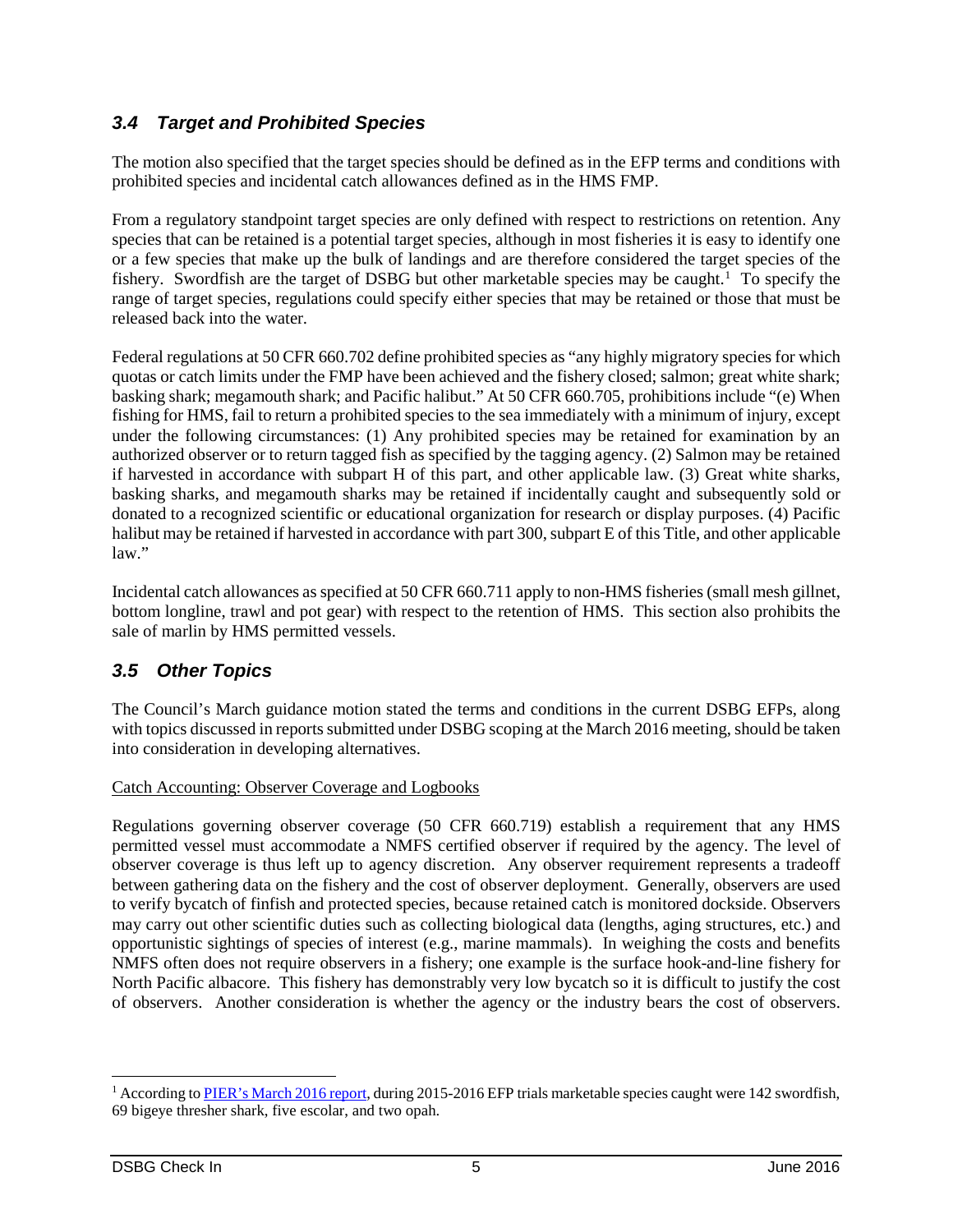## *3.4 Target and Prohibited Species*

The motion also specified that the target species should be defined as in the EFP terms and conditions with prohibited species and incidental catch allowances defined as in the HMS FMP.

From a regulatory standpoint target species are only defined with respect to restrictions on retention. Any species that can be retained is a potential target species, although in most fisheries it is easy to identify one or a few species that make up the bulk of landings and are therefore considered the target species of the fishery. Swordfish are the target of DSBG but other marketable species may be caught.[1] To specify the range of target species, regulations could specify either species that may be retained or those that must be released back into the water.

Federal regulations at 50 CFR 660.702 define prohibited species as "any highly migratory species for which quotas or catch limits under the FMP have been achieved and the fishery closed; salmon; great white shark; basking shark; megamouth shark; and Pacific halibut." At 50 CFR 660.705, prohibitions include "(e) When fishing for HMS, fail to return a prohibited species to the sea immediately with a minimum of injury, except under the following circumstances: (1) Any prohibited species may be retained for examination by an authorized observer or to return tagged fish as specified by the tagging agency. (2) Salmon may be retained if harvested in accordance with subpart H of this part, and other applicable law. (3) Great white sharks, basking sharks, and megamouth sharks may be retained if incidentally caught and subsequently sold or donated to a recognized scientific or educational organization for research or display purposes. (4) Pacific halibut may be retained if harvested in accordance with part 300, subpart E of this Title, and other applicable law."

Incidental catch allowances as specified at 50 CFR 660.711 apply to non-HMS fisheries (small mesh gillnet, bottom longline, trawl and pot gear) with respect to the retention of HMS. This section also prohibits the sale of marlin by HMS permitted vessels.

## *3.5 Other Topics*

The Council's March guidance motion stated the terms and conditions in the current DSBG EFPs, along with topics discussed in reports submitted under DSBG scoping at the March 2016 meeting, should be taken into consideration in developing alternatives.

Catch Accounting: Observer Coverage and Logbooks

Regulations governing observer coverage (50 CFR 660.719) establish a requirement that any HMS permitted vessel must accommodate a NMFS certified observer if required by the agency. The level of observer coverage is thus left up to agency discretion. Any observer requirement represents a tradeoff between gathering data on the fishery and the cost of observer deployment. Generally, observers are used to verify bycatch of finfish and protected species, because retained catch is monitored dockside. Observers may carry out other scientific duties such as collecting biological data (lengths, aging structures, etc.) and opportunistic sightings of species of interest (e.g., marine mammals). In weighing the costs and benefits NMFS often does not require observers in a fishery; one example is the surface hook-and-line fishery for North Pacific albacore. This fishery has demonstrably very low bycatch so it is difficult to justify the cost of observers. Another consideration is whether the agency or the industry bears the cost of observers.

---

[1] According to PIER's March 2016 report, during 2015-2016 EFP trials marketable species caught were 142 swordfish, 69 bigeye thresher shark, five escolar, and two opah.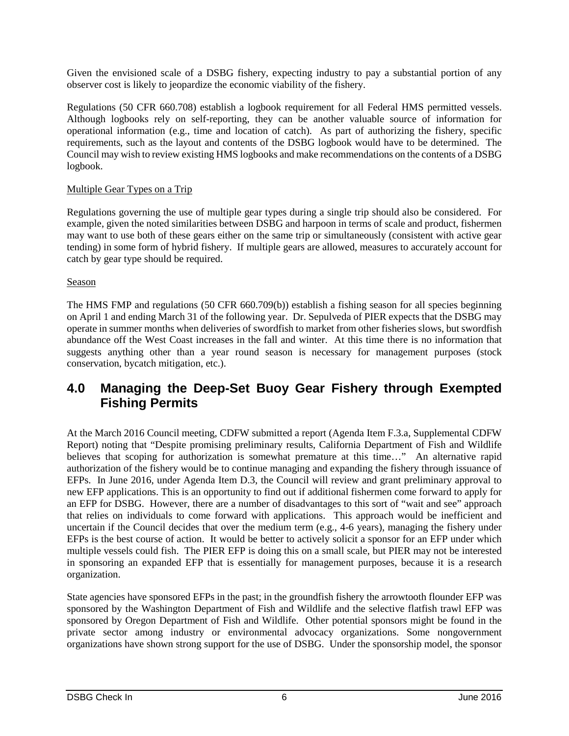Given the envisioned scale of a DSBG fishery, expecting industry to pay a substantial portion of any observer cost is likely to jeopardize the economic viability of the fishery.

Regulations (50 CFR 660.708) establish a logbook requirement for all Federal HMS permitted vessels. Although logbooks rely on self-reporting, they can be another valuable source of information for operational information (e.g., time and location of catch). As part of authorizing the fishery, specific requirements, such as the layout and contents of the DSBG logbook would have to be determined. The Council may wish to review existing HMS logbooks and make recommendations on the contents of a DSBG logbook.

Multiple Gear Types on a Trip

Regulations governing the use of multiple gear types during a single trip should also be considered. For example, given the noted similarities between DSBG and harpoon in terms of scale and product, fishermen may want to use both of these gears either on the same trip or simultaneously (consistent with active gear tending) in some form of hybrid fishery. If multiple gears are allowed, measures to accurately account for catch by gear type should be required.

Season

The HMS FMP and regulations (50 CFR 660.709(b)) establish a fishing season for all species beginning on April 1 and ending March 31 of the following year. Dr. Sepulveda of PIER expects that the DSBG may operate in summer months when deliveries of swordfish to market from other fisheries slows, but swordfish abundance off the West Coast increases in the fall and winter. At this time there is no information that suggests anything other than a year round season is necessary for management purposes (stock conservation, bycatch mitigation, etc.).

## 4.0 Managing the Deep-Set Buoy Gear Fishery through Exempted Fishing Permits

At the March 2016 Council meeting, CDFW submitted a report (Agenda Item F.3.a, Supplemental CDFW Report) noting that "Despite promising preliminary results, California Department of Fish and Wildlife believes that scoping for authorization is somewhat premature at this time…" An alternative rapid authorization of the fishery would be to continue managing and expanding the fishery through issuance of EFPs. In June 2016, under Agenda Item D.3, the Council will review and grant preliminary approval to new EFP applications. This is an opportunity to find out if additional fishermen come forward to apply for an EFP for DSBG. However, there are a number of disadvantages to this sort of "wait and see" approach that relies on individuals to come forward with applications. This approach would be inefficient and uncertain if the Council decides that over the medium term (e.g., 4-6 years), managing the fishery under EFPs is the best course of action. It would be better to actively solicit a sponsor for an EFP under which multiple vessels could fish. The PIER EFP is doing this on a small scale, but PIER may not be interested in sponsoring an expanded EFP that is essentially for management purposes, because it is a research organization.

State agencies have sponsored EFPs in the past; in the groundfish fishery the arrowtooth flounder EFP was sponsored by the Washington Department of Fish and Wildlife and the selective flatfish trawl EFP was sponsored by Oregon Department of Fish and Wildlife. Other potential sponsors might be found in the private sector among industry or environmental advocacy organizations. Some nongovernment organizations have shown strong support for the use of DSBG. Under the sponsorship model, the sponsor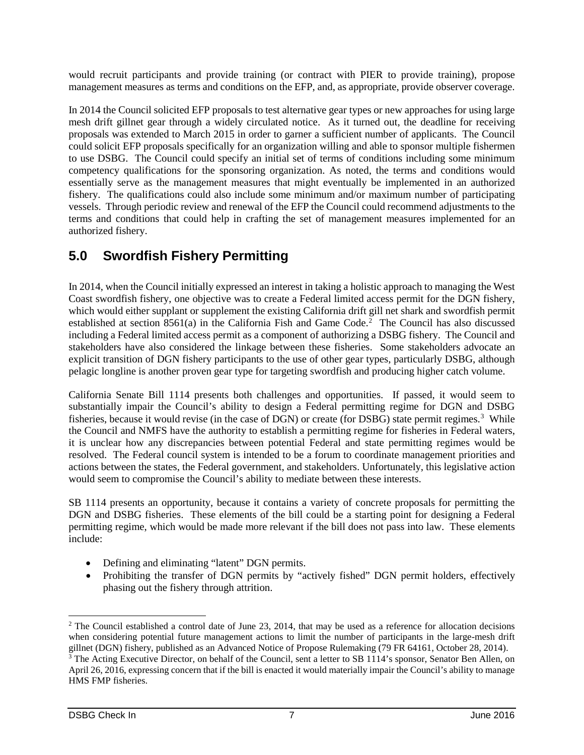would recruit participants and provide training (or contract with PIER to provide training), propose management measures as terms and conditions on the EFP, and, as appropriate, provide observer coverage.

In 2014 the Council solicited EFP proposals to test alternative gear types or new approaches for using large mesh drift gillnet gear through a widely circulated notice. As it turned out, the deadline for receiving proposals was extended to March 2015 in order to garner a sufficient number of applicants. The Council could solicit EFP proposals specifically for an organization willing and able to sponsor multiple fishermen to use DSBG. The Council could specify an initial set of terms of conditions including some minimum competency qualifications for the sponsoring organization. As noted, the terms and conditions would essentially serve as the management measures that might eventually be implemented in an authorized fishery. The qualifications could also include some minimum and/or maximum number of participating vessels. Through periodic review and renewal of the EFP the Council could recommend adjustments to the terms and conditions that could help in crafting the set of management measures implemented for an authorized fishery.

## 5.0 Swordfish Fishery Permitting

In 2014, when the Council initially expressed an interest in taking a holistic approach to managing the West Coast swordfish fishery, one objective was to create a Federal limited access permit for the DGN fishery, which would either supplant or supplement the existing California drift gill net shark and swordfish permit established at section 8561(a) in the California Fish and Game Code.[2] The Council has also discussed including a Federal limited access permit as a component of authorizing a DSBG fishery. The Council and stakeholders have also considered the linkage between these fisheries. Some stakeholders advocate an explicit transition of DGN fishery participants to the use of other gear types, particularly DSBG, although pelagic longline is another proven gear type for targeting swordfish and producing higher catch volume.

California Senate Bill 1114 presents both challenges and opportunities. If passed, it would seem to substantially impair the Council's ability to design a Federal permitting regime for DGN and DSBG fisheries, because it would revise (in the case of DGN) or create (for DSBG) state permit regimes.[3] While the Council and NMFS have the authority to establish a permitting regime for fisheries in Federal waters, it is unclear how any discrepancies between potential Federal and state permitting regimes would be resolved. The Federal council system is intended to be a forum to coordinate management priorities and actions between the states, the Federal government, and stakeholders. Unfortunately, this legislative action would seem to compromise the Council's ability to mediate between these interests.

SB 1114 presents an opportunity, because it contains a variety of concrete proposals for permitting the DGN and DSBG fisheries. These elements of the bill could be a starting point for designing a Federal permitting regime, which would be made more relevant if the bill does not pass into law. These elements include:

- Defining and eliminating "latent" DGN permits.
- Prohibiting the transfer of DGN permits by "actively fished" DGN permit holders, effectively phasing out the fishery through attrition.

---

[2] The Council established a control date of June 23, 2014, that may be used as a reference for allocation decisions when considering potential future management actions to limit the number of participants in the large-mesh drift gillnet (DGN) fishery, published as an Advanced Notice of Propose Rulemaking (79 FR 64161, October 28, 2014).

[3] The Acting Executive Director, on behalf of the Council, sent a letter to SB 1114's sponsor, Senator Ben Allen, on April 26, 2016, expressing concern that if the bill is enacted it would materially impair the Council's ability to manage HMS FMP fisheries.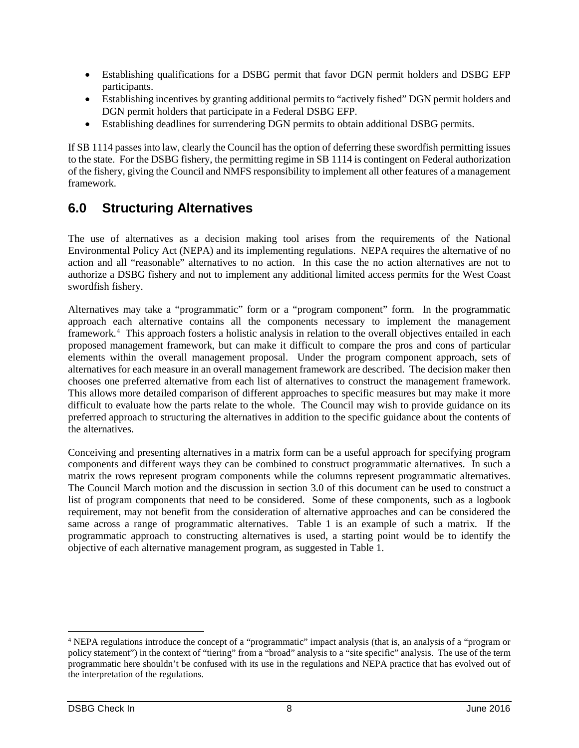- Establishing qualifications for a DSBG permit that favor DGN permit holders and DSBG EFP participants.
- Establishing incentives by granting additional permits to "actively fished" DGN permit holders and DGN permit holders that participate in a Federal DSBG EFP.
- Establishing deadlines for surrendering DGN permits to obtain additional DSBG permits.

If SB 1114 passes into law, clearly the Council has the option of deferring these swordfish permitting issues to the state. For the DSBG fishery, the permitting regime in SB 1114 is contingent on Federal authorization of the fishery, giving the Council and NMFS responsibility to implement all other features of a management framework.

## 6.0 Structuring Alternatives

The use of alternatives as a decision making tool arises from the requirements of the National Environmental Policy Act (NEPA) and its implementing regulations. NEPA requires the alternative of no action and all "reasonable" alternatives to no action. In this case the no action alternatives are not to authorize a DSBG fishery and not to implement any additional limited access permits for the West Coast swordfish fishery.

Alternatives may take a "programmatic" form or a "program component" form. In the programmatic approach each alternative contains all the components necessary to implement the management framework.[4] This approach fosters a holistic analysis in relation to the overall objectives entailed in each proposed management framework, but can make it difficult to compare the pros and cons of particular elements within the overall management proposal. Under the program component approach, sets of alternatives for each measure in an overall management framework are described. The decision maker then chooses one preferred alternative from each list of alternatives to construct the management framework. This allows more detailed comparison of different approaches to specific measures but may make it more difficult to evaluate how the parts relate to the whole. The Council may wish to provide guidance on its preferred approach to structuring the alternatives in addition to the specific guidance about the contents of the alternatives.

Conceiving and presenting alternatives in a matrix form can be a useful approach for specifying program components and different ways they can be combined to construct programmatic alternatives. In such a matrix the rows represent program components while the columns represent programmatic alternatives. The Council March motion and the discussion in section 3.0 of this document can be used to construct a list of program components that need to be considered. Some of these components, such as a logbook requirement, may not benefit from the consideration of alternative approaches and can be considered the same across a range of programmatic alternatives. Table 1 is an example of such a matrix. If the programmatic approach to constructing alternatives is used, a starting point would be to identify the objective of each alternative management program, as suggested in Table 1.

[4] NEPA regulations introduce the concept of a "programmatic" impact analysis (that is, an analysis of a "program or policy statement") in the context of "tiering" from a "broad" analysis to a "site specific" analysis. The use of the term programmatic here shouldn't be confused with its use in the regulations and NEPA practice that has evolved out of the interpretation of the regulations.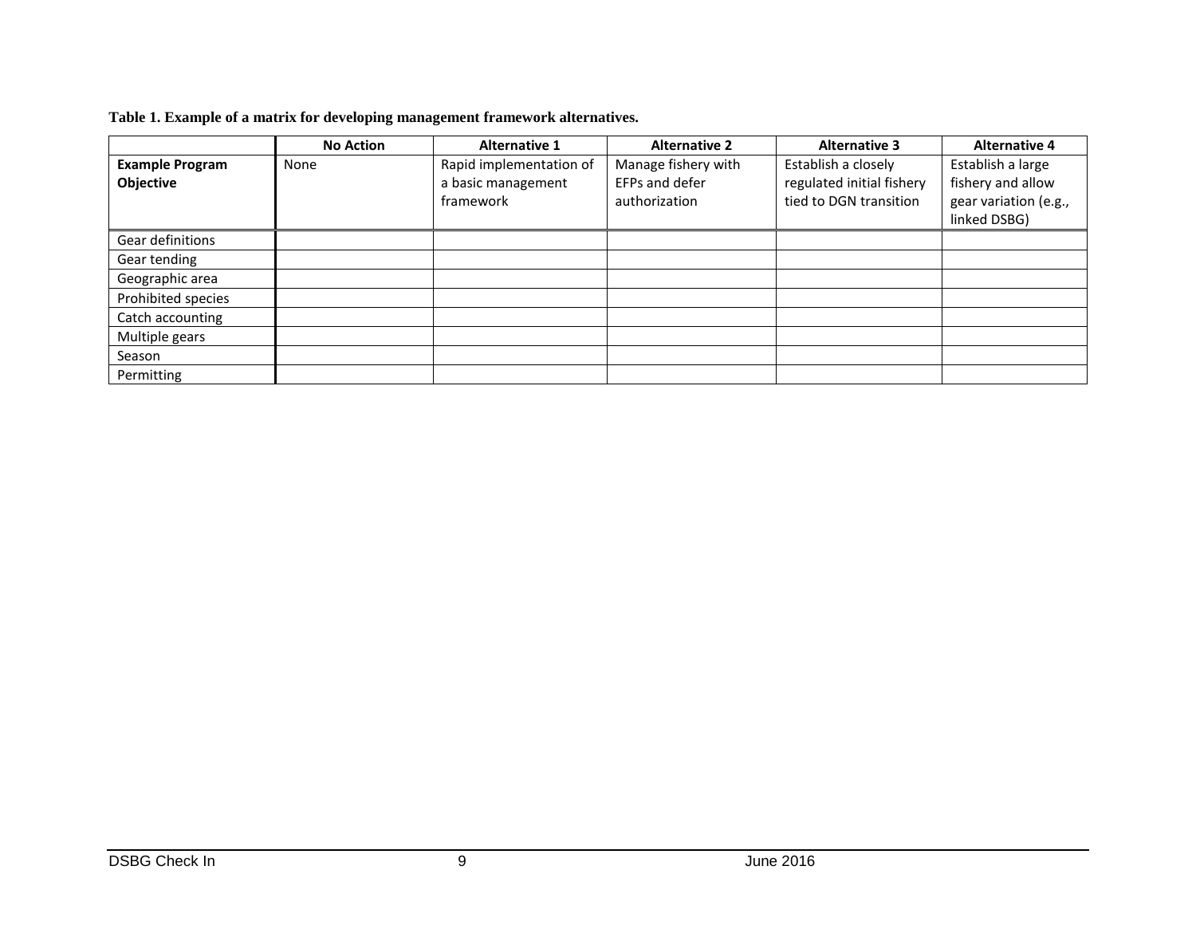**Table 1. Example of a matrix for developing management framework alternatives.**

| | No Action | Alternative 1 | Alternative 2 | Alternative 3 | Alternative 4 |
|---|---|---|---|---|---|
| **Example Program Objective** | None | Rapid implementation of a basic management framework | Manage fishery with EFPs and defer authorization | Establish a closely regulated initial fishery tied to DGN transition | Establish a large fishery and allow gear variation (e.g., linked DSBG) |
| Gear definitions | | | | | |
| Gear tending | | | | | |
| Geographic area | | | | | |
| Prohibited species | | | | | |
| Catch accounting | | | | | |
| Multiple gears | | | | | |
| Season | | | | | |
| Permitting | | | | | |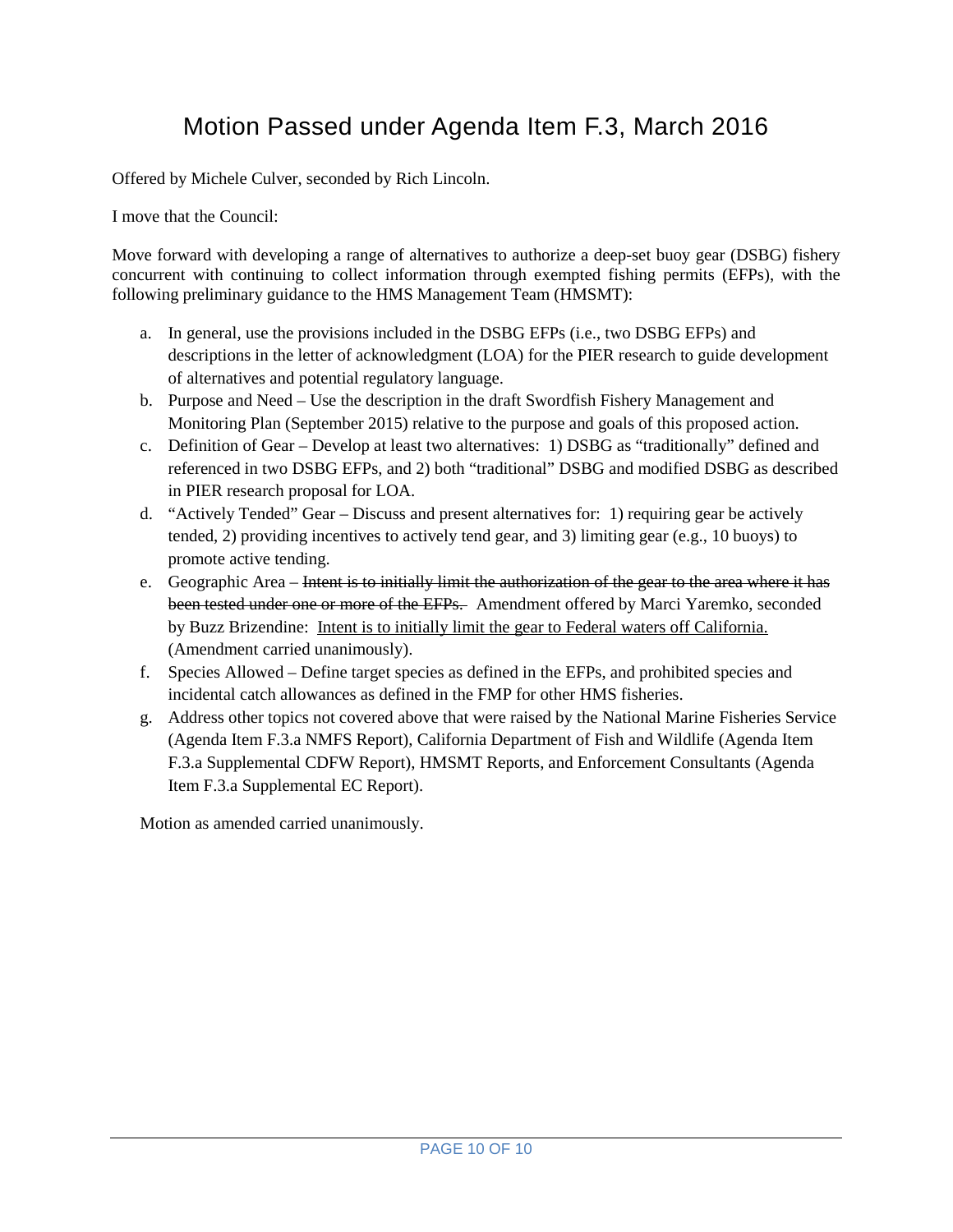# Motion Passed under Agenda Item F.3, March 2016

Offered by Michele Culver, seconded by Rich Lincoln.

I move that the Council:

Move forward with developing a range of alternatives to authorize a deep-set buoy gear (DSBG) fishery concurrent with continuing to collect information through exempted fishing permits (EFPs), with the following preliminary guidance to the HMS Management Team (HMSMT):

a. In general, use the provisions included in the DSBG EFPs (i.e., two DSBG EFPs) and descriptions in the letter of acknowledgment (LOA) for the PIER research to guide development of alternatives and potential regulatory language.
b. Purpose and Need – Use the description in the draft Swordfish Fishery Management and Monitoring Plan (September 2015) relative to the purpose and goals of this proposed action.
c. Definition of Gear – Develop at least two alternatives: 1) DSBG as "traditionally" defined and referenced in two DSBG EFPs, and 2) both "traditional" DSBG and modified DSBG as described in PIER research proposal for LOA.
d. "Actively Tended" Gear – Discuss and present alternatives for: 1) requiring gear be actively tended, 2) providing incentives to actively tend gear, and 3) limiting gear (e.g., 10 buoys) to promote active tending.
e. Geographic Area – ~~Intent is to initially limit the authorization of the gear to the area where it has been tested under one or more of the EFPs.~~ Amendment offered by Marci Yaremko, seconded by Buzz Brizendine: <u>Intent is to initially limit the gear to Federal waters off California.</u> (Amendment carried unanimously).
f. Species Allowed – Define target species as defined in the EFPs, and prohibited species and incidental catch allowances as defined in the FMP for other HMS fisheries.
g. Address other topics not covered above that were raised by the National Marine Fisheries Service (Agenda Item F.3.a NMFS Report), California Department of Fish and Wildlife (Agenda Item F.3.a Supplemental CDFW Report), HMSMT Reports, and Enforcement Consultants (Agenda Item F.3.a Supplemental EC Report).

Motion as amended carried unanimously.